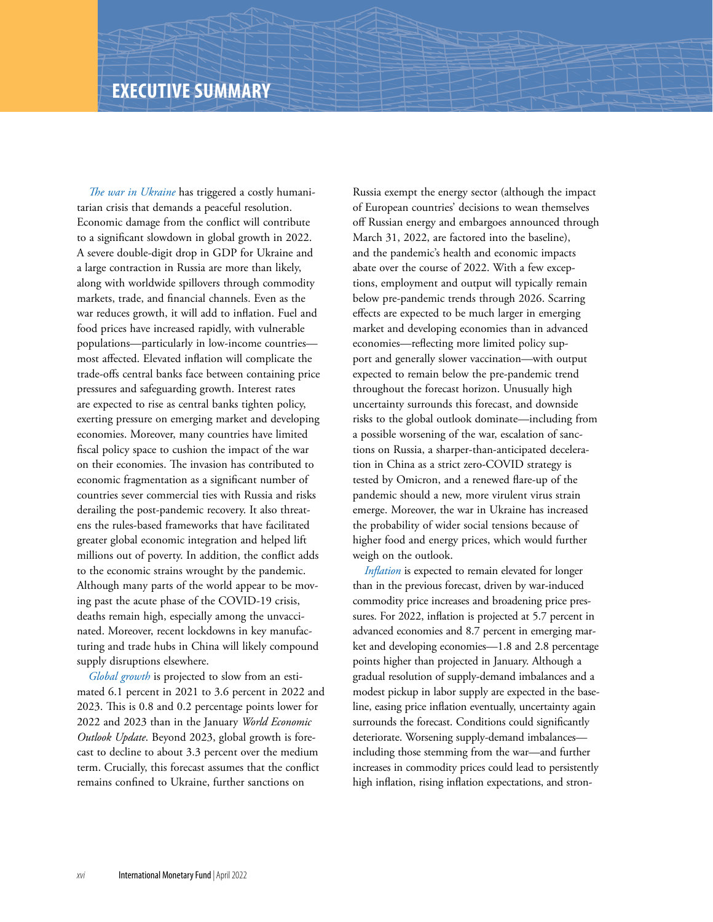# EXECUTIVE SUMMARY

*The war in Ukraine* has triggered a costly humanitarian crisis that demands a peaceful resolution. Economic damage from the conflict will contribute to a significant slowdown in global growth in 2022. A severe double-digit drop in GDP for Ukraine and a large contraction in Russia are more than likely, along with worldwide spillovers through commodity markets, trade, and financial channels. Even as the war reduces growth, it will add to inflation. Fuel and food prices have increased rapidly, with vulnerable populations—particularly in low-income countries—most affected. Elevated inflation will complicate the trade-offs central banks face between containing price pressures and safeguarding growth. Interest rates are expected to rise as central banks tighten policy, exerting pressure on emerging market and developing economies. Moreover, many countries have limited fiscal policy space to cushion the impact of the war on their economies. The invasion has contributed to economic fragmentation as a significant number of countries sever commercial ties with Russia and risks derailing the post-pandemic recovery. It also threatens the rules-based frameworks that have facilitated greater global economic integration and helped lift millions out of poverty. In addition, the conflict adds to the economic strains wrought by the pandemic. Although many parts of the world appear to be moving past the acute phase of the COVID-19 crisis, deaths remain high, especially among the unvaccinated. Moreover, recent lockdowns in key manufacturing and trade hubs in China will likely compound supply disruptions elsewhere.

*Global growth* is projected to slow from an estimated 6.1 percent in 2021 to 3.6 percent in 2022 and 2023. This is 0.8 and 0.2 percentage points lower for 2022 and 2023 than in the January *World Economic Outlook Update*. Beyond 2023, global growth is forecast to decline to about 3.3 percent over the medium term. Crucially, this forecast assumes that the conflict remains confined to Ukraine, further sanctions on Russia exempt the energy sector (although the impact of European countries' decisions to wean themselves off Russian energy and embargoes announced through March 31, 2022, are factored into the baseline), and the pandemic's health and economic impacts abate over the course of 2022. With a few exceptions, employment and output will typically remain below pre-pandemic trends through 2026. Scarring effects are expected to be much larger in emerging market and developing economies than in advanced economies—reflecting more limited policy support and generally slower vaccination—with output expected to remain below the pre-pandemic trend throughout the forecast horizon. Unusually high uncertainty surrounds this forecast, and downside risks to the global outlook dominate—including from a possible worsening of the war, escalation of sanctions on Russia, a sharper-than-anticipated deceleration in China as a strict zero-COVID strategy is tested by Omicron, and a renewed flare-up of the pandemic should a new, more virulent virus strain emerge. Moreover, the war in Ukraine has increased the probability of wider social tensions because of higher food and energy prices, which would further weigh on the outlook.

*Inflation* is expected to remain elevated for longer than in the previous forecast, driven by war-induced commodity price increases and broadening price pressures. For 2022, inflation is projected at 5.7 percent in advanced economies and 8.7 percent in emerging market and developing economies—1.8 and 2.8 percentage points higher than projected in January. Although a gradual resolution of supply-demand imbalances and a modest pickup in labor supply are expected in the baseline, easing price inflation eventually, uncertainty again surrounds the forecast. Conditions could significantly deteriorate. Worsening supply-demand imbalances—including those stemming from the war—and further increases in commodity prices could lead to persistently high inflation, rising inflation expectations, and stron-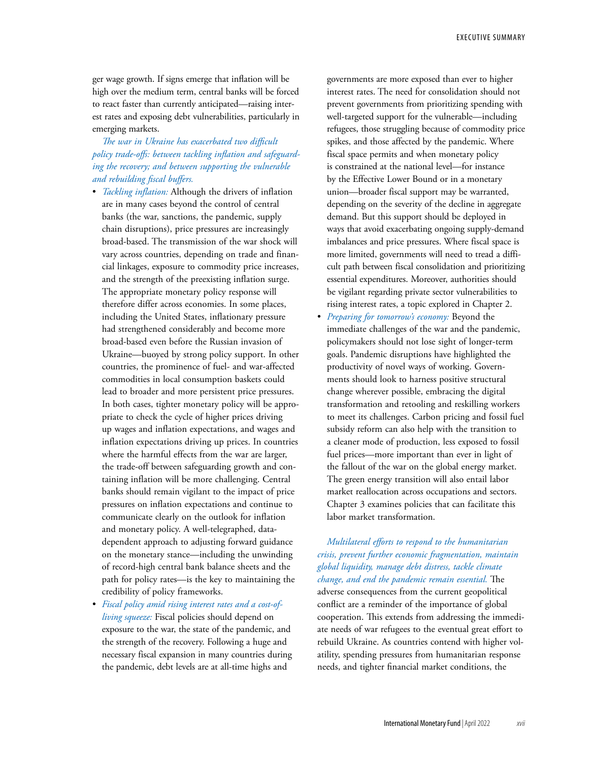ger wage growth. If signs emerge that inflation will be high over the medium term, central banks will be forced to react faster than currently anticipated—raising interest rates and exposing debt vulnerabilities, particularly in emerging markets.

*The war in Ukraine has exacerbated two difficult policy trade-offs: between tackling inflation and safeguarding the recovery; and between supporting the vulnerable and rebuilding fiscal buffers.*

- *Tackling inflation:* Although the drivers of inflation are in many cases beyond the control of central banks (the war, sanctions, the pandemic, supply chain disruptions), price pressures are increasingly broad-based. The transmission of the war shock will vary across countries, depending on trade and financial linkages, exposure to commodity price increases, and the strength of the preexisting inflation surge. The appropriate monetary policy response will therefore differ across economies. In some places, including the United States, inflationary pressure had strengthened considerably and become more broad-based even before the Russian invasion of Ukraine—buoyed by strong policy support. In other countries, the prominence of fuel- and war-affected commodities in local consumption baskets could lead to broader and more persistent price pressures. In both cases, tighter monetary policy will be appropriate to check the cycle of higher prices driving up wages and inflation expectations, and wages and inflation expectations driving up prices. In countries where the harmful effects from the war are larger, the trade-off between safeguarding growth and containing inflation will be more challenging. Central banks should remain vigilant to the impact of price pressures on inflation expectations and continue to communicate clearly on the outlook for inflation and monetary policy. A well-telegraphed, data-dependent approach to adjusting forward guidance on the monetary stance—including the unwinding of record-high central bank balance sheets and the path for policy rates—is the key to maintaining the credibility of policy frameworks.
- *Fiscal policy amid rising interest rates and a cost-of-living squeeze:* Fiscal policies should depend on exposure to the war, the state of the pandemic, and the strength of the recovery. Following a huge and necessary fiscal expansion in many countries during the pandemic, debt levels are at all-time highs and governments are more exposed than ever to higher interest rates. The need for consolidation should not prevent governments from prioritizing spending with well-targeted support for the vulnerable—including refugees, those struggling because of commodity price spikes, and those affected by the pandemic. Where fiscal space permits and when monetary policy is constrained at the national level—for instance by the Effective Lower Bound or in a monetary union—broader fiscal support may be warranted, depending on the severity of the decline in aggregate demand. But this support should be deployed in ways that avoid exacerbating ongoing supply-demand imbalances and price pressures. Where fiscal space is more limited, governments will need to tread a difficult path between fiscal consolidation and prioritizing essential expenditures. Moreover, authorities should be vigilant regarding private sector vulnerabilities to rising interest rates, a topic explored in Chapter 2.
- *Preparing for tomorrow's economy:* Beyond the immediate challenges of the war and the pandemic, policymakers should not lose sight of longer-term goals. Pandemic disruptions have highlighted the productivity of novel ways of working. Governments should look to harness positive structural change wherever possible, embracing the digital transformation and retooling and reskilling workers to meet its challenges. Carbon pricing and fossil fuel subsidy reform can also help with the transition to a cleaner mode of production, less exposed to fossil fuel prices—more important than ever in light of the fallout of the war on the global energy market. The green energy transition will also entail labor market reallocation across occupations and sectors. Chapter 3 examines policies that can facilitate this labor market transformation.

*Multilateral efforts to respond to the humanitarian crisis, prevent further economic fragmentation, maintain global liquidity, manage debt distress, tackle climate change, and end the pandemic remain essential.* The adverse consequences from the current geopolitical conflict are a reminder of the importance of global cooperation. This extends from addressing the immediate needs of war refugees to the eventual great effort to rebuild Ukraine. As countries contend with higher volatility, spending pressures from humanitarian response needs, and tighter financial market conditions, the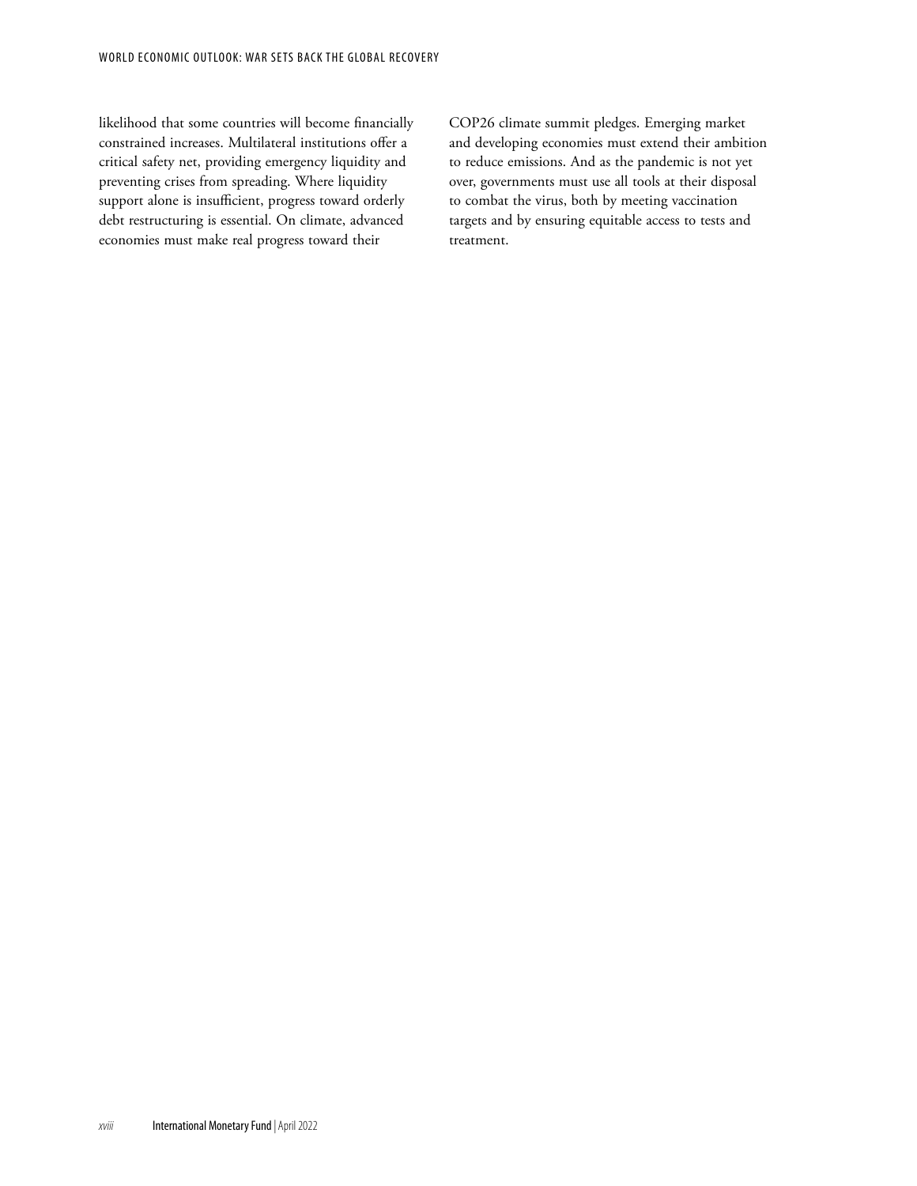likelihood that some countries will become financially constrained increases. Multilateral institutions offer a critical safety net, providing emergency liquidity and preventing crises from spreading. Where liquidity support alone is insufficient, progress toward orderly debt restructuring is essential. On climate, advanced economies must make real progress toward their COP26 climate summit pledges. Emerging market and developing economies must extend their ambition to reduce emissions. And as the pandemic is not yet over, governments must use all tools at their disposal to combat the virus, both by meeting vaccination targets and by ensuring equitable access to tests and treatment.